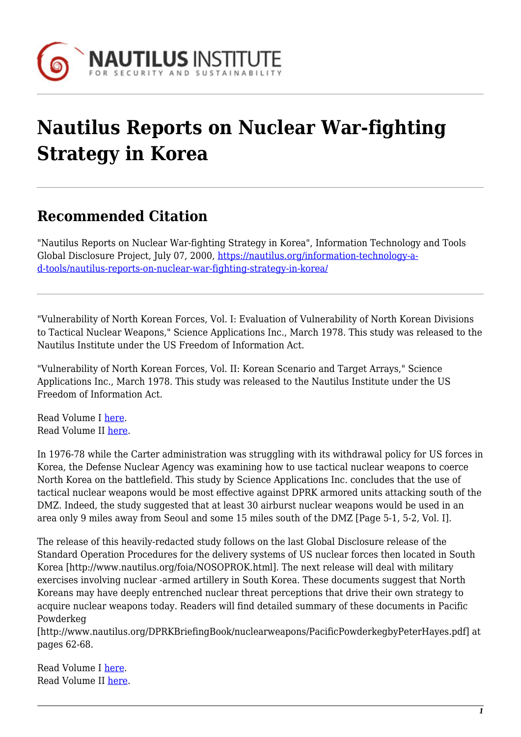# Nautilus Reports on Nuclear War-fighting Strategy in Korea

## Recommended Citation

"Nautilus Reports on Nuclear War-fighting Strategy in Korea", Information Technology and Tools Global Disclosure Project, July 07, 2000, https://nautilus.org/information-technology-a-d-tools/nautilus-reports-on-nuclear-war-fighting-strategy-in-korea/

---

"Vulnerability of North Korean Forces, Vol. I: Evaluation of Vulnerability of North Korean Divisions to Tactical Nuclear Weapons," Science Applications Inc., March 1978. This study was released to the Nautilus Institute under the US Freedom of Information Act.

"Vulnerability of North Korean Forces, Vol. II: Korean Scenario and Target Arrays," Science Applications Inc., March 1978. This study was released to the Nautilus Institute under the US Freedom of Information Act.

Read Volume I here.
Read Volume II here.

In 1976-78 while the Carter administration was struggling with its withdrawal policy for US forces in Korea, the Defense Nuclear Agency was examining how to use tactical nuclear weapons to coerce North Korea on the battlefield. This study by Science Applications Inc. concludes that the use of tactical nuclear weapons would be most effective against DPRK armored units attacking south of the DMZ. Indeed, the study suggested that at least 30 airburst nuclear weapons would be used in an area only 9 miles away from Seoul and some 15 miles south of the DMZ [Page 5-1, 5-2, Vol. I].

The release of this heavily-redacted study follows on the last Global Disclosure release of the Standard Operation Procedures for the delivery systems of US nuclear forces then located in South Korea [http://www.nautilus.org/foia/NOSOPROK.html]. The next release will deal with military exercises involving nuclear -armed artillery in South Korea. These documents suggest that North Koreans may have deeply entrenched nuclear threat perceptions that drive their own strategy to acquire nuclear weapons today. Readers will find detailed summary of these documents in Pacific Powderkeg [http://www.nautilus.org/DPRKBriefingBook/nuclearweapons/PacificPowderkegbyPeterHayes.pdf] at pages 62-68.

Read Volume I here.
Read Volume II here.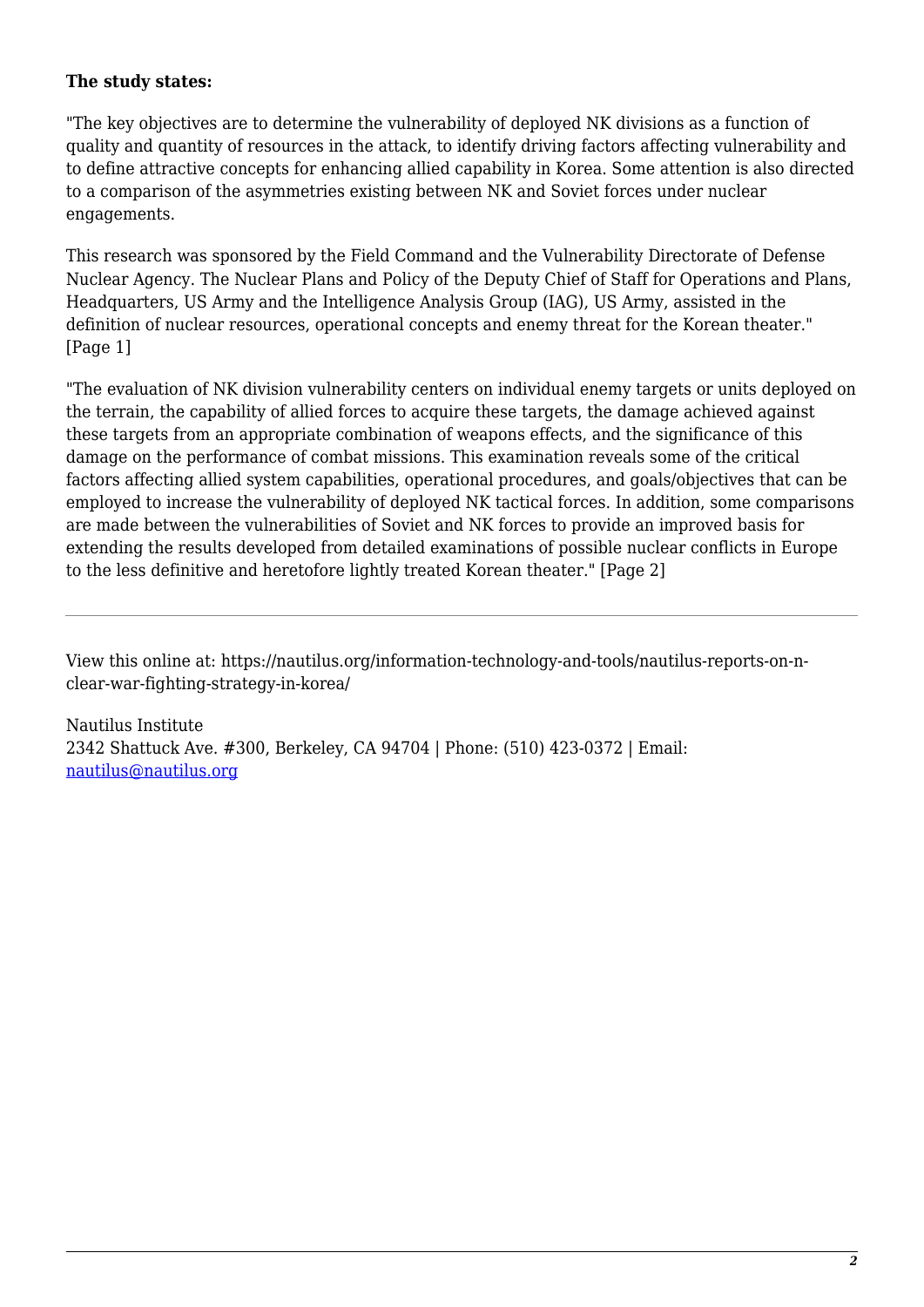**The study states:**

"The key objectives are to determine the vulnerability of deployed NK divisions as a function of quality and quantity of resources in the attack, to identify driving factors affecting vulnerability and to define attractive concepts for enhancing allied capability in Korea. Some attention is also directed to a comparison of the asymmetries existing between NK and Soviet forces under nuclear engagements.

This research was sponsored by the Field Command and the Vulnerability Directorate of Defense Nuclear Agency. The Nuclear Plans and Policy of the Deputy Chief of Staff for Operations and Plans, Headquarters, US Army and the Intelligence Analysis Group (IAG), US Army, assisted in the definition of nuclear resources, operational concepts and enemy threat for the Korean theater." [Page 1]

"The evaluation of NK division vulnerability centers on individual enemy targets or units deployed on the terrain, the capability of allied forces to acquire these targets, the damage achieved against these targets from an appropriate combination of weapons effects, and the significance of this damage on the performance of combat missions. This examination reveals some of the critical factors affecting allied system capabilities, operational procedures, and goals/objectives that can be employed to increase the vulnerability of deployed NK tactical forces. In addition, some comparisons are made between the vulnerabilities of Soviet and NK forces to provide an improved basis for extending the results developed from detailed examinations of possible nuclear conflicts in Europe to the less definitive and heretofore lightly treated Korean theater." [Page 2]

---

View this online at: https://nautilus.org/information-technology-and-tools/nautilus-reports-on-nclear-war-fighting-strategy-in-korea/

Nautilus Institute
2342 Shattuck Ave. #300, Berkeley, CA 94704 | Phone: (510) 423-0372 | Email: nautilus@nautilus.org